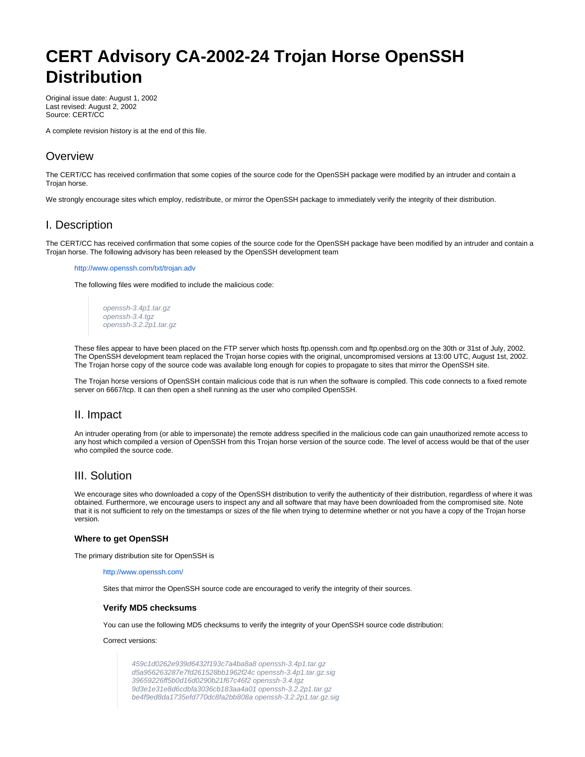# CERT Advisory CA-2002-24 Trojan Horse OpenSSH Distribution

Original issue date: August 1, 2002
Last revised: August 2, 2002
Source: CERT/CC

A complete revision history is at the end of this file.

## Overview

The CERT/CC has received confirmation that some copies of the source code for the OpenSSH package were modified by an intruder and contain a Trojan horse.

We strongly encourage sites which employ, redistribute, or mirror the OpenSSH package to immediately verify the integrity of their distribution.

## I. Description

The CERT/CC has received confirmation that some copies of the source code for the OpenSSH package have been modified by an intruder and contain a Trojan horse. The following advisory has been released by the OpenSSH development team

> http://www.openssh.com/txt/trojan.adv
>
> The following files were modified to include the malicious code:
>
> > *openssh-3.4p1.tar.gz*
> > *openssh-3.4.tgz*
> > *openssh-3.2.2p1.tar.gz*
>
> These files appear to have been placed on the FTP server which hosts ftp.openssh.com and ftp.openbsd.org on the 30th or 31st of July, 2002. The OpenSSH development team replaced the Trojan horse copies with the original, uncompromised versions at 13:00 UTC, August 1st, 2002. The Trojan horse copy of the source code was available long enough for copies to propagate to sites that mirror the OpenSSH site.
>
> The Trojan horse versions of OpenSSH contain malicious code that is run when the software is compiled. This code connects to a fixed remote server on 6667/tcp. It can then open a shell running as the user who compiled OpenSSH.

## II. Impact

An intruder operating from (or able to impersonate) the remote address specified in the malicious code can gain unauthorized remote access to any host which compiled a version of OpenSSH from this Trojan horse version of the source code. The level of access would be that of the user who compiled the source code.

## III. Solution

We encourage sites who downloaded a copy of the OpenSSH distribution to verify the authenticity of their distribution, regardless of where it was obtained. Furthermore, we encourage users to inspect any and all software that may have been downloaded from the compromised site. Note that it is not sufficient to rely on the timestamps or sizes of the file when trying to determine whether or not you have a copy of the Trojan horse version.

### Where to get OpenSSH

The primary distribution site for OpenSSH is

> http://www.openssh.com/
>
> Sites that mirror the OpenSSH source code are encouraged to verify the integrity of their sources.

#### Verify MD5 checksums

You can use the following MD5 checksums to verify the integrity of your OpenSSH source code distribution:

Correct versions:

> *459c1d0262e939d6432f193c7a4ba8a8 openssh-3.4p1.tar.gz*
> *d5a956263287e7fd261528bb1962f24c openssh-3.4p1.tar.gz.sig*
> *39659226ff5b0d16d0290b21f67c46f2 openssh-3.4.tgz*
> *9d3e1e31e8d6cdbfa3036cb183aa4a01 openssh-3.2.2p1.tar.gz*
> *be4f9ed8da1735efd770dc8fa2bb808a openssh-3.2.2p1.tar.gz.sig*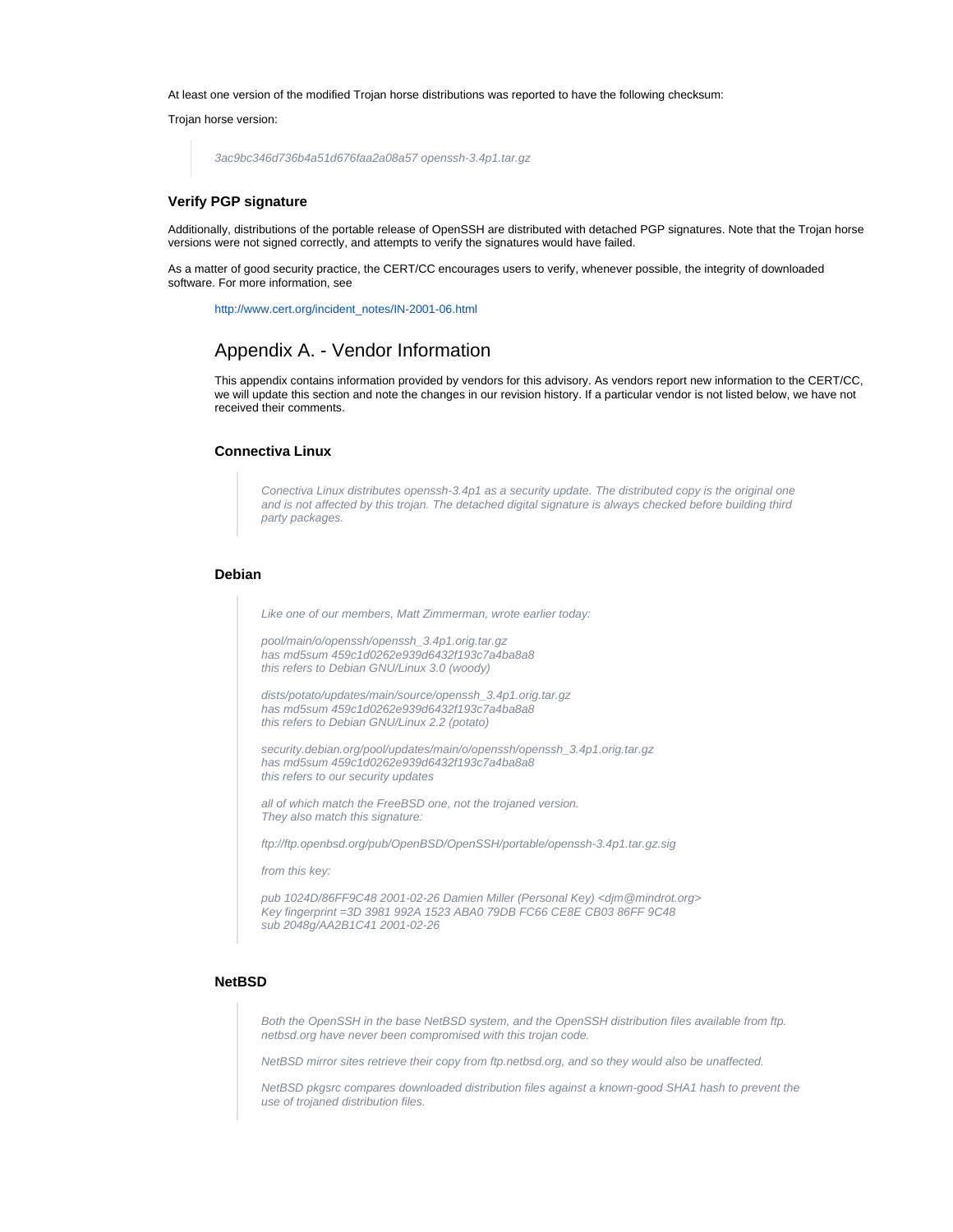At least one version of the modified Trojan horse distributions was reported to have the following checksum:

Trojan horse version:

> 3ac9bc346d736b4a51d676faa2a08a57 openssh-3.4p1.tar.gz

### Verify PGP signature

Additionally, distributions of the portable release of OpenSSH are distributed with detached PGP signatures. Note that the Trojan horse versions were not signed correctly, and attempts to verify the signatures would have failed.

As a matter of good security practice, the CERT/CC encourages users to verify, whenever possible, the integrity of downloaded software. For more information, see

http://www.cert.org/incident_notes/IN-2001-06.html

## Appendix A. - Vendor Information

This appendix contains information provided by vendors for this advisory. As vendors report new information to the CERT/CC, we will update this section and note the changes in our revision history. If a particular vendor is not listed below, we have not received their comments.

### Connectiva Linux

> *Conectiva Linux distributes openssh-3.4p1 as a security update. The distributed copy is the original one and is not affected by this trojan. The detached digital signature is always checked before building third party packages.*

### Debian

> *Like one of our members, Matt Zimmerman, wrote earlier today:*
>
> *pool/main/o/openssh/openssh_3.4p1.orig.tar.gz*
> *has md5sum 459c1d0262e939d6432f193c7a4ba8a8*
> *this refers to Debian GNU/Linux 3.0 (woody)*
>
> *dists/potato/updates/main/source/openssh_3.4p1.orig.tar.gz*
> *has md5sum 459c1d0262e939d6432f193c7a4ba8a8*
> *this refers to Debian GNU/Linux 2.2 (potato)*
>
> *security.debian.org/pool/updates/main/o/openssh/openssh_3.4p1.orig.tar.gz*
> *has md5sum 459c1d0262e939d6432f193c7a4ba8a8*
> *this refers to our security updates*
>
> *all of which match the FreeBSD one, not the trojaned version.*
> *They also match this signature:*
>
> *ftp://ftp.openbsd.org/pub/OpenBSD/OpenSSH/portable/openssh-3.4p1.tar.gz.sig*
>
> *from this key:*
>
> *pub 1024D/86FF9C48 2001-02-26 Damien Miller (Personal Key) <djm@mindrot.org>*
> *Key fingerprint =3D 3981 992A 1523 ABA0 79DB FC66 CE8E CB03 86FF 9C48*
> *sub 2048g/AA2B1C41 2001-02-26*

### NetBSD

> *Both the OpenSSH in the base NetBSD system, and the OpenSSH distribution files available from ftp.netbsd.org have never been compromised with this trojan code.*
>
> *NetBSD mirror sites retrieve their copy from ftp.netbsd.org, and so they would also be unaffected.*
>
> *NetBSD pkgsrc compares downloaded distribution files against a known-good SHA1 hash to prevent the use of trojaned distribution files.*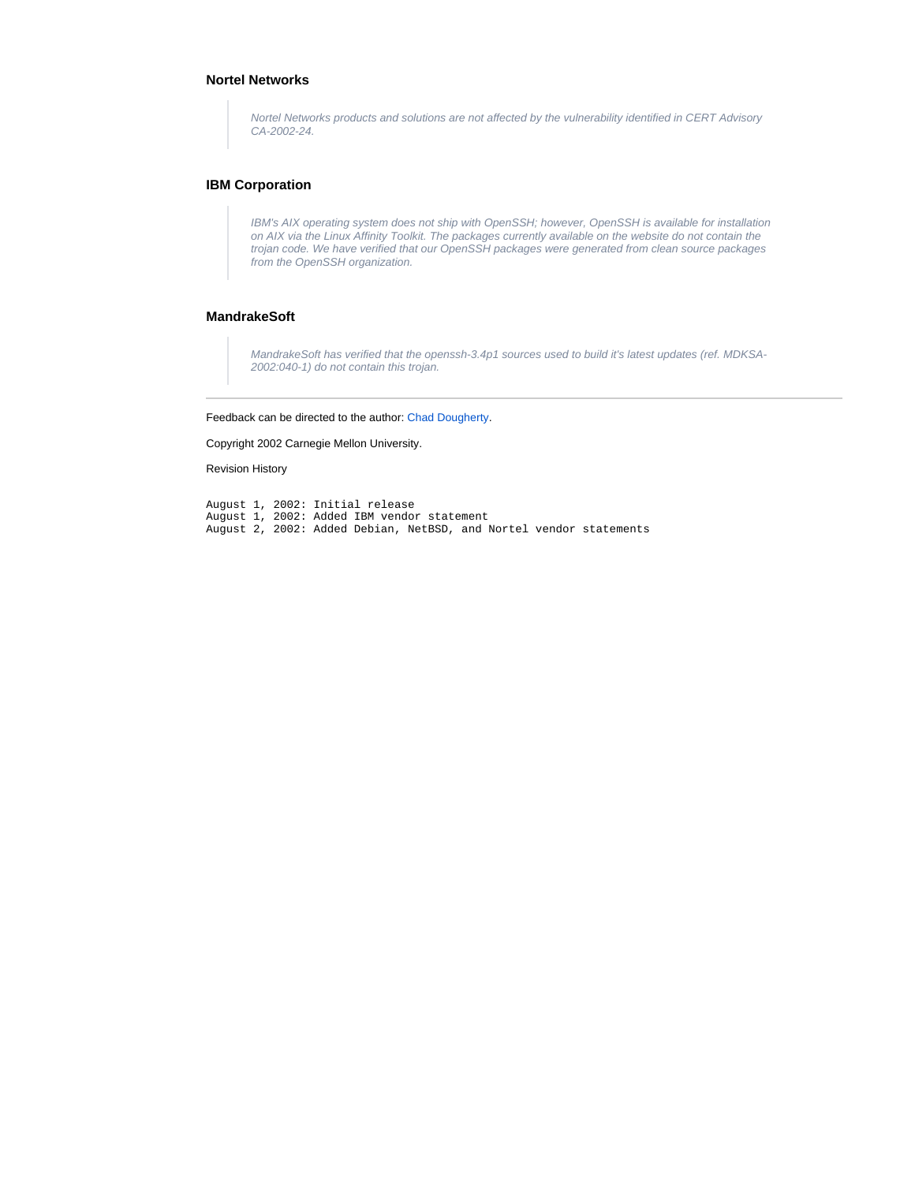### Nortel Networks

> *Nortel Networks products and solutions are not affected by the vulnerability identified in CERT Advisory CA-2002-24.*

### IBM Corporation

> *IBM's AIX operating system does not ship with OpenSSH; however, OpenSSH is available for installation on AIX via the Linux Affinity Toolkit. The packages currently available on the website do not contain the trojan code. We have verified that our OpenSSH packages were generated from clean source packages from the OpenSSH organization.*

### MandrakeSoft

> *MandrakeSoft has verified that the openssh-3.4p1 sources used to build it's latest updates (ref. MDKSA-2002:040-1) do not contain this trojan.*

---

Feedback can be directed to the author: Chad Dougherty.

Copyright 2002 Carnegie Mellon University.

Revision History

```
August 1, 2002: Initial release
August 1, 2002: Added IBM vendor statement
August 2, 2002: Added Debian, NetBSD, and Nortel vendor statements
```